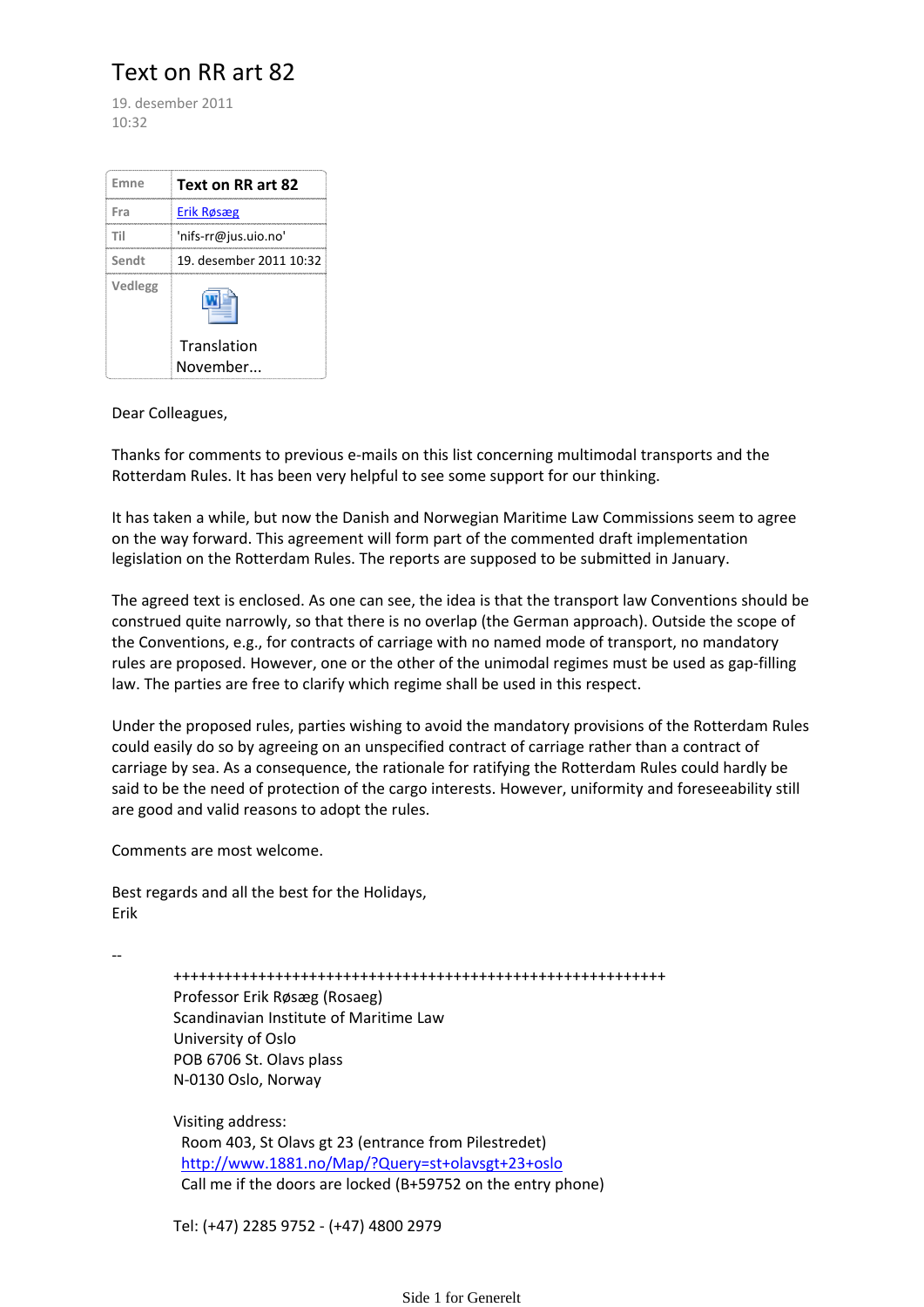# Text on RR art 82

19. desember 2011
10:32

| Emne | Text on RR art 82 |
| --- | --- |
| Fra | Erik Røsæg |
| Til | 'nifs-rr@jus.uio.no' |
| Sendt | 19. desember 2011 10:32 |
| Vedlegg | Translation November... |

Dear Colleagues,

Thanks for comments to previous e-mails on this list concerning multimodal transports and the Rotterdam Rules. It has been very helpful to see some support for our thinking.

It has taken a while, but now the Danish and Norwegian Maritime Law Commissions seem to agree on the way forward. This agreement will form part of the commented draft implementation legislation on the Rotterdam Rules. The reports are supposed to be submitted in January.

The agreed text is enclosed. As one can see, the idea is that the transport law Conventions should be construed quite narrowly, so that there is no overlap (the German approach). Outside the scope of the Conventions, e.g., for contracts of carriage with no named mode of transport, no mandatory rules are proposed. However, one or the other of the unimodal regimes must be used as gap-filling law. The parties are free to clarify which regime shall be used in this respect.

Under the proposed rules, parties wishing to avoid the mandatory provisions of the Rotterdam Rules could easily do so by agreeing on an unspecified contract of carriage rather than a contract of carriage by sea. As a consequence, the rationale for ratifying the Rotterdam Rules could hardly be said to be the need of protection of the cargo interests. However, uniformity and foreseeability still are good and valid reasons to adopt the rules.

Comments are most welcome.

Best regards and all the best for the Holidays,
Erik

--

++++++++++++++++++++++++++++++++++++++++++++++++++++++++++++
Professor Erik Røsæg (Rosaeg)
Scandinavian Institute of Maritime Law
University of Oslo
POB 6706 St. Olavs plass
N-0130 Oslo, Norway

Visiting address:
Room 403, St Olavs gt 23 (entrance from Pilestredet)
http://www.1881.no/Map/?Query=st+olavsgt+23+oslo
Call me if the doors are locked (B+59752 on the entry phone)

Tel: (+47) 2285 9752 - (+47) 4800 2979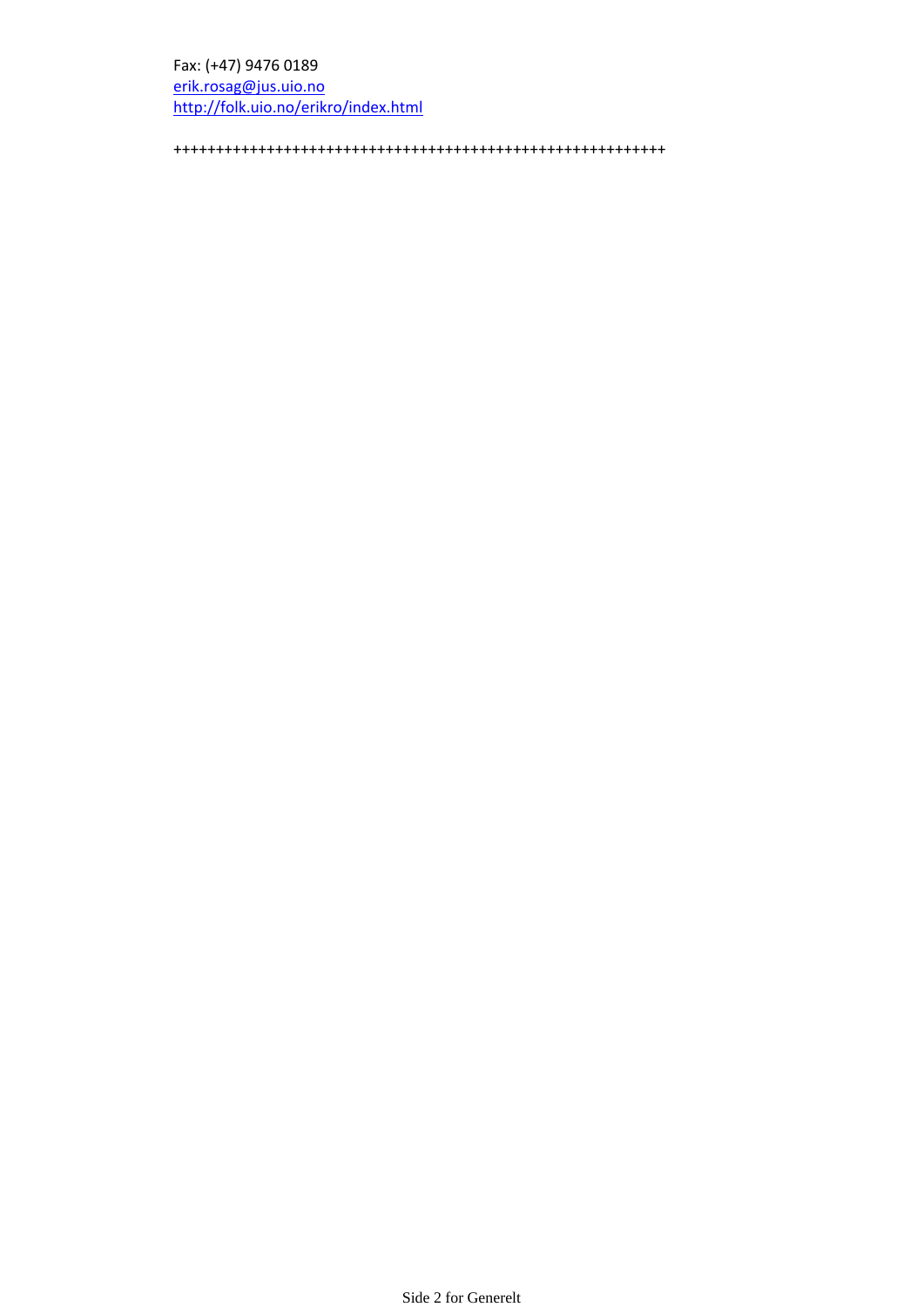Fax: (+47) 9476 0189
erik.rosag@jus.uio.no
http://folk.uio.no/erikro/index.html

++++++++++++++++++++++++++++++++++++++++++++++++++++++++++++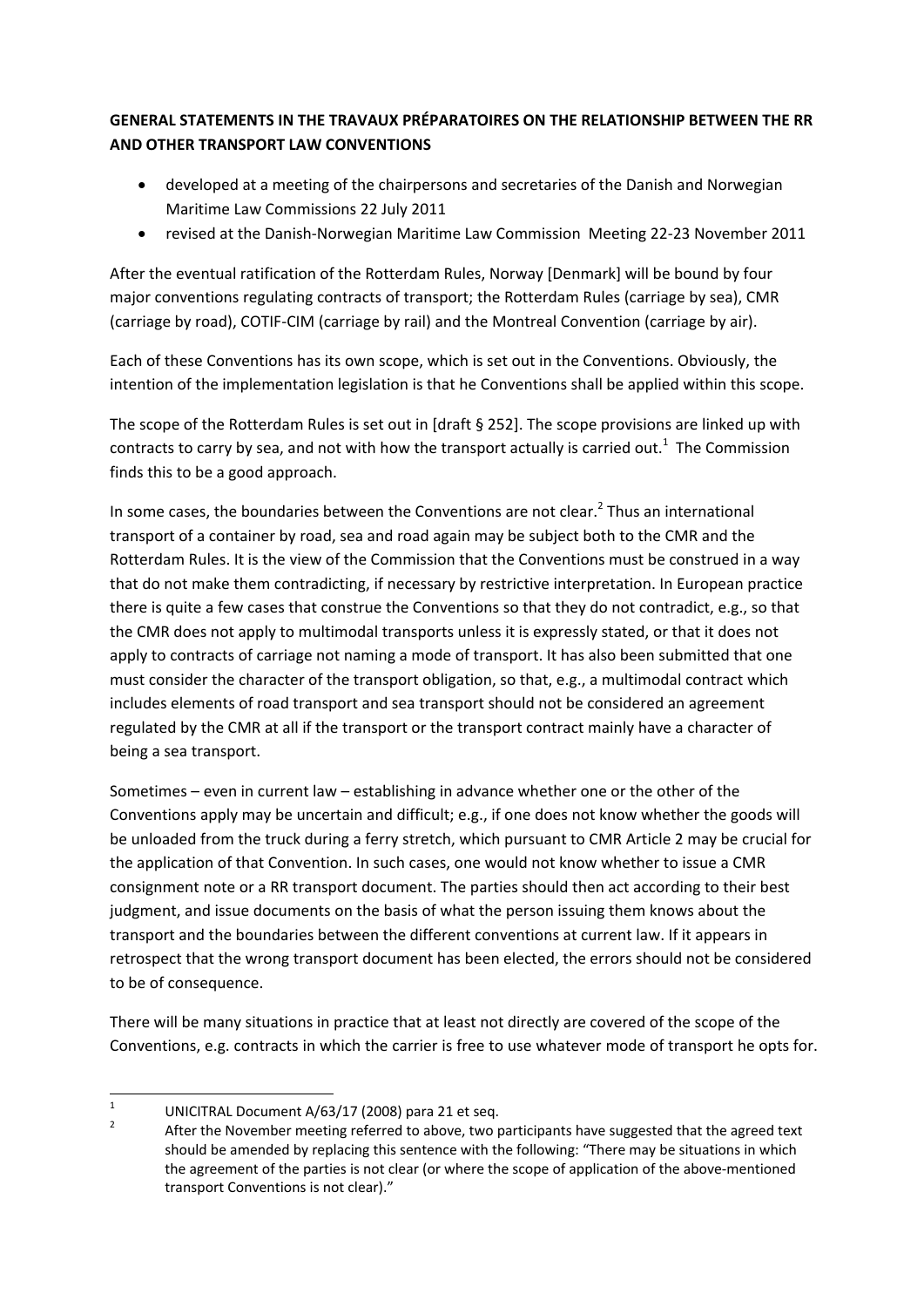**GENERAL STATEMENTS IN THE TRAVAUX PRÉPARATOIRES ON THE RELATIONSHIP BETWEEN THE RR AND OTHER TRANSPORT LAW CONVENTIONS**

- developed at a meeting of the chairpersons and secretaries of the Danish and Norwegian Maritime Law Commissions 22 July 2011
- revised at the Danish-Norwegian Maritime Law Commission Meeting 22-23 November 2011

After the eventual ratification of the Rotterdam Rules, Norway [Denmark] will be bound by four major conventions regulating contracts of transport; the Rotterdam Rules (carriage by sea), CMR (carriage by road), COTIF-CIM (carriage by rail) and the Montreal Convention (carriage by air).

Each of these Conventions has its own scope, which is set out in the Conventions. Obviously, the intention of the implementation legislation is that he Conventions shall be applied within this scope.

The scope of the Rotterdam Rules is set out in [draft § 252]. The scope provisions are linked up with contracts to carry by sea, and not with how the transport actually is carried out.[1] The Commission finds this to be a good approach.

In some cases, the boundaries between the Conventions are not clear.[2] Thus an international transport of a container by road, sea and road again may be subject both to the CMR and the Rotterdam Rules. It is the view of the Commission that the Conventions must be construed in a way that do not make them contradicting, if necessary by restrictive interpretation. In European practice there is quite a few cases that construe the Conventions so that they do not contradict, e.g., so that the CMR does not apply to multimodal transports unless it is expressly stated, or that it does not apply to contracts of carriage not naming a mode of transport. It has also been submitted that one must consider the character of the transport obligation, so that, e.g., a multimodal contract which includes elements of road transport and sea transport should not be considered an agreement regulated by the CMR at all if the transport or the transport contract mainly have a character of being a sea transport.

Sometimes – even in current law – establishing in advance whether one or the other of the Conventions apply may be uncertain and difficult; e.g., if one does not know whether the goods will be unloaded from the truck during a ferry stretch, which pursuant to CMR Article 2 may be crucial for the application of that Convention. In such cases, one would not know whether to issue a CMR consignment note or a RR transport document. The parties should then act according to their best judgment, and issue documents on the basis of what the person issuing them knows about the transport and the boundaries between the different conventions at current law. If it appears in retrospect that the wrong transport document has been elected, the errors should not be considered to be of consequence.

There will be many situations in practice that at least not directly are covered of the scope of the Conventions, e.g. contracts in which the carrier is free to use whatever mode of transport he opts for.

---

[1] UNICITRAL Document A/63/17 (2008) para 21 et seq.

[2] After the November meeting referred to above, two participants have suggested that the agreed text should be amended by replacing this sentence with the following: "There may be situations in which the agreement of the parties is not clear (or where the scope of application of the above-mentioned transport Conventions is not clear)."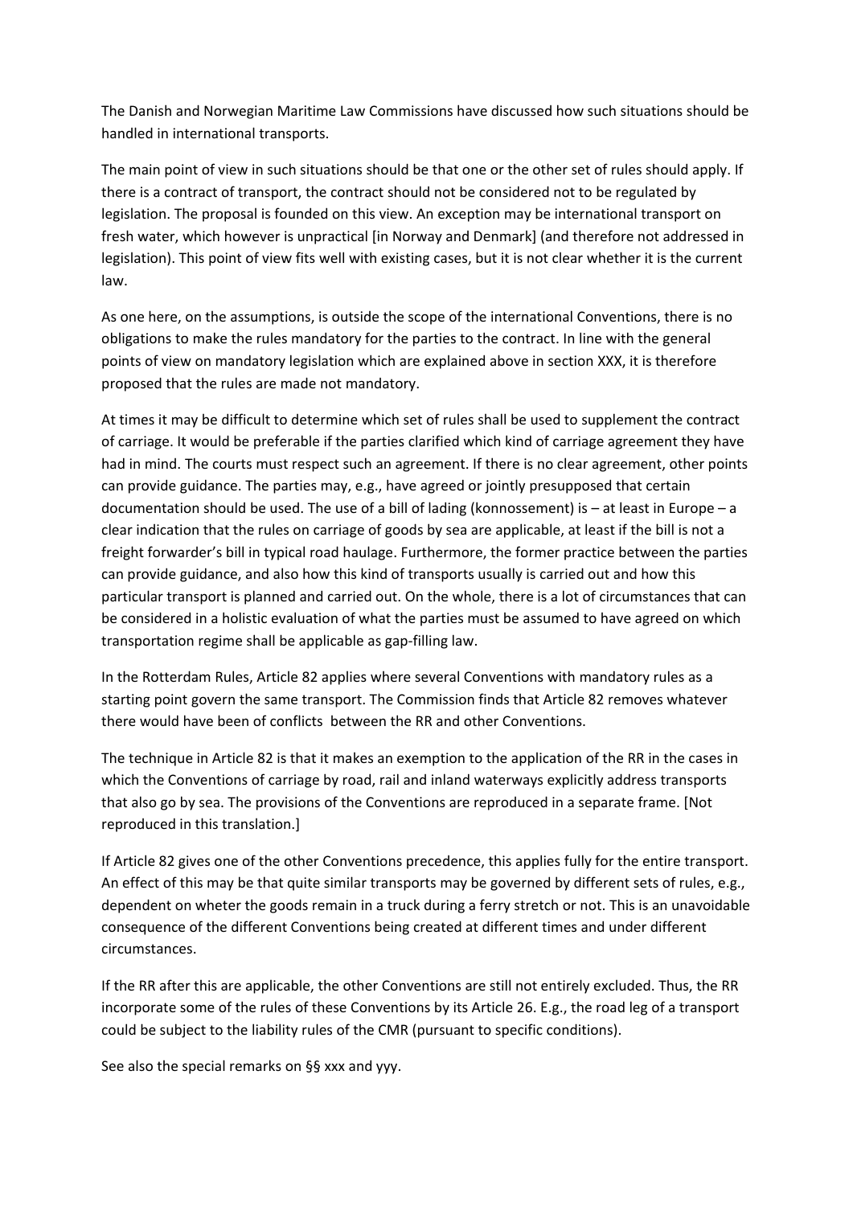The Danish and Norwegian Maritime Law Commissions have discussed how such situations should be handled in international transports.

The main point of view in such situations should be that one or the other set of rules should apply. If there is a contract of transport, the contract should not be considered not to be regulated by legislation. The proposal is founded on this view. An exception may be international transport on fresh water, which however is unpractical [in Norway and Denmark] (and therefore not addressed in legislation). This point of view fits well with existing cases, but it is not clear whether it is the current law.

As one here, on the assumptions, is outside the scope of the international Conventions, there is no obligations to make the rules mandatory for the parties to the contract. In line with the general points of view on mandatory legislation which are explained above in section XXX, it is therefore proposed that the rules are made not mandatory.

At times it may be difficult to determine which set of rules shall be used to supplement the contract of carriage. It would be preferable if the parties clarified which kind of carriage agreement they have had in mind. The courts must respect such an agreement. If there is no clear agreement, other points can provide guidance. The parties may, e.g., have agreed or jointly presupposed that certain documentation should be used. The use of a bill of lading (konnossement) is – at least in Europe – a clear indication that the rules on carriage of goods by sea are applicable, at least if the bill is not a freight forwarder's bill in typical road haulage. Furthermore, the former practice between the parties can provide guidance, and also how this kind of transports usually is carried out and how this particular transport is planned and carried out. On the whole, there is a lot of circumstances that can be considered in a holistic evaluation of what the parties must be assumed to have agreed on which transportation regime shall be applicable as gap-filling law.

In the Rotterdam Rules, Article 82 applies where several Conventions with mandatory rules as a starting point govern the same transport. The Commission finds that Article 82 removes whatever there would have been of conflicts between the RR and other Conventions.

The technique in Article 82 is that it makes an exemption to the application of the RR in the cases in which the Conventions of carriage by road, rail and inland waterways explicitly address transports that also go by sea. The provisions of the Conventions are reproduced in a separate frame. [Not reproduced in this translation.]

If Article 82 gives one of the other Conventions precedence, this applies fully for the entire transport. An effect of this may be that quite similar transports may be governed by different sets of rules, e.g., dependent on wheter the goods remain in a truck during a ferry stretch or not. This is an unavoidable consequence of the different Conventions being created at different times and under different circumstances.

If the RR after this are applicable, the other Conventions are still not entirely excluded. Thus, the RR incorporate some of the rules of these Conventions by its Article 26. E.g., the road leg of a transport could be subject to the liability rules of the CMR (pursuant to specific conditions).

See also the special remarks on §§ xxx and yyy.